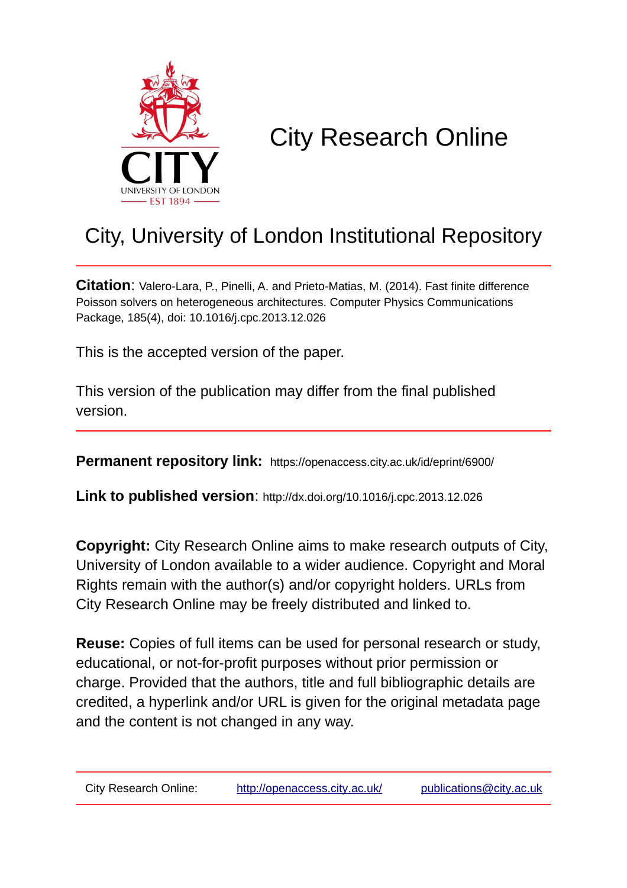CITY

UNIVERSITY OF LONDON

EST 1894

# City Research Online

## City, University of London Institutional Repository

**Citation**: Valero-Lara, P., Pinelli, A. and Prieto-Matias, M. (2014). Fast finite difference Poisson solvers on heterogeneous architectures. Computer Physics Communications Package, 185(4), doi: 10.1016/j.cpc.2013.12.026

This is the accepted version of the paper.

This version of the publication may differ from the final published version.

**Permanent repository link:** https://openaccess.city.ac.uk/id/eprint/6900/

**Link to published version**: http://dx.doi.org/10.1016/j.cpc.2013.12.026

**Copyright:** City Research Online aims to make research outputs of City, University of London available to a wider audience. Copyright and Moral Rights remain with the author(s) and/or copyright holders. URLs from City Research Online may be freely distributed and linked to.

**Reuse:** Copies of full items can be used for personal research or study, educational, or not-for-profit purposes without prior permission or charge. Provided that the authors, title and full bibliographic details are credited, a hyperlink and/or URL is given for the original metadata page and the content is not changed in any way.

City Research Online: http://openaccess.city.ac.uk/ publications@city.ac.uk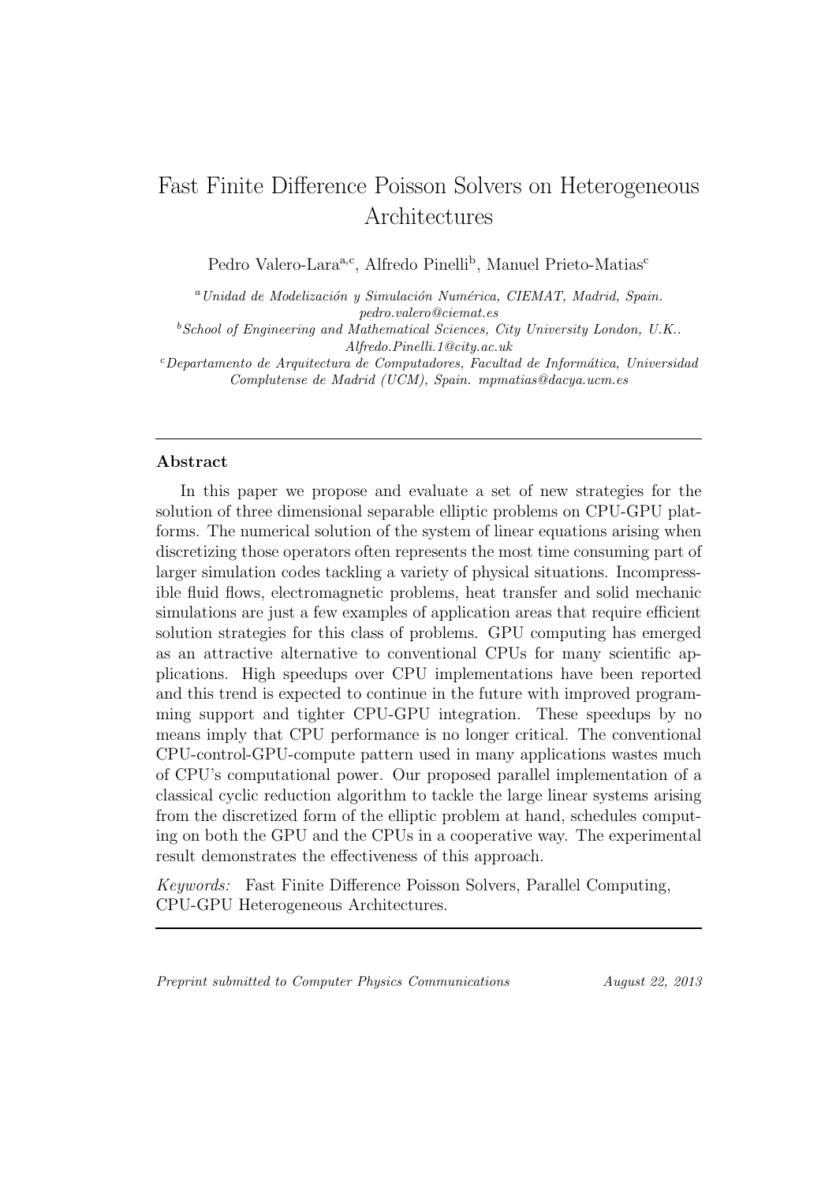# Fast Finite Difference Poisson Solvers on Heterogeneous Architectures

Pedro Valero-Lara[a,c], Alfredo Pinelli[b], Manuel Prieto-Matias[c]

[a] *Unidad de Modelización y Simulación Numérica, CIEMAT, Madrid, Spain. pedro.valero@ciemat.es*

[b] *School of Engineering and Mathematical Sciences, City University London, U.K.. Alfredo.Pinelli.1@city.ac.uk*

[c] *Departamento de Arquitectura de Computadores, Facultad de Informática, Universidad Complutense de Madrid (UCM), Spain. mpmatias@dacya.ucm.es*

---

**Abstract**

In this paper we propose and evaluate a set of new strategies for the solution of three dimensional separable elliptic problems on CPU-GPU platforms. The numerical solution of the system of linear equations arising when discretizing those operators often represents the most time consuming part of larger simulation codes tackling a variety of physical situations. Incompressible fluid flows, electromagnetic problems, heat transfer and solid mechanic simulations are just a few examples of application areas that require efficient solution strategies for this class of problems. GPU computing has emerged as an attractive alternative to conventional CPUs for many scientific applications. High speedups over CPU implementations have been reported and this trend is expected to continue in the future with improved programming support and tighter CPU-GPU integration. These speedups by no means imply that CPU performance is no longer critical. The conventional CPU-control-GPU-compute pattern used in many applications wastes much of CPU's computational power. Our proposed parallel implementation of a classical cyclic reduction algorithm to tackle the large linear systems arising from the discretized form of the elliptic problem at hand, schedules computing on both the GPU and the CPUs in a cooperative way. The experimental result demonstrates the effectiveness of this approach.

*Keywords:* Fast Finite Difference Poisson Solvers, Parallel Computing, CPU-GPU Heterogeneous Architectures.

---

*Preprint submitted to Computer Physics Communications* *August 22, 2013*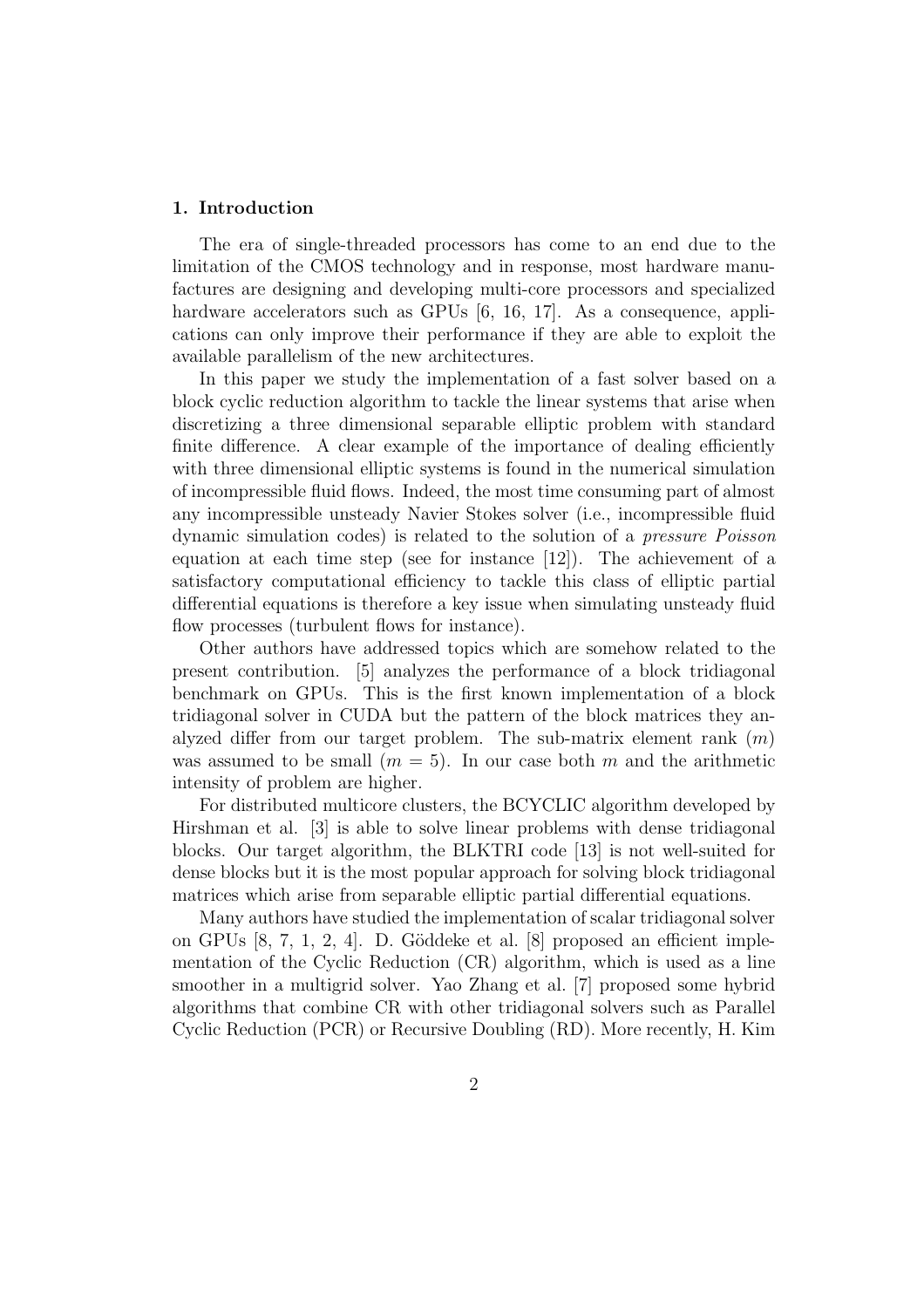## 1. Introduction

The era of single-threaded processors has come to an end due to the limitation of the CMOS technology and in response, most hardware manufactures are designing and developing multi-core processors and specialized hardware accelerators such as GPUs [6, 16, 17]. As a consequence, applications can only improve their performance if they are able to exploit the available parallelism of the new architectures.

In this paper we study the implementation of a fast solver based on a block cyclic reduction algorithm to tackle the linear systems that arise when discretizing a three dimensional separable elliptic problem with standard finite difference. A clear example of the importance of dealing efficiently with three dimensional elliptic systems is found in the numerical simulation of incompressible fluid flows. Indeed, the most time consuming part of almost any incompressible unsteady Navier Stokes solver (i.e., incompressible fluid dynamic simulation codes) is related to the solution of a *pressure Poisson* equation at each time step (see for instance [12]). The achievement of a satisfactory computational efficiency to tackle this class of elliptic partial differential equations is therefore a key issue when simulating unsteady fluid flow processes (turbulent flows for instance).

Other authors have addressed topics which are somehow related to the present contribution. [5] analyzes the performance of a block tridiagonal benchmark on GPUs. This is the first known implementation of a block tridiagonal solver in CUDA but the pattern of the block matrices they analyzed differ from our target problem. The sub-matrix element rank ($m$) was assumed to be small ($m = 5$). In our case both $m$ and the arithmetic intensity of problem are higher.

For distributed multicore clusters, the BCYCLIC algorithm developed by Hirshman et al. [3] is able to solve linear problems with dense tridiagonal blocks. Our target algorithm, the BLKTRI code [13] is not well-suited for dense blocks but it is the most popular approach for solving block tridiagonal matrices which arise from separable elliptic partial differential equations.

Many authors have studied the implementation of scalar tridiagonal solver on GPUs [8, 7, 1, 2, 4]. D. Göddeke et al. [8] proposed an efficient implementation of the Cyclic Reduction (CR) algorithm, which is used as a line smoother in a multigrid solver. Yao Zhang et al. [7] proposed some hybrid algorithms that combine CR with other tridiagonal solvers such as Parallel Cyclic Reduction (PCR) or Recursive Doubling (RD). More recently, H. Kim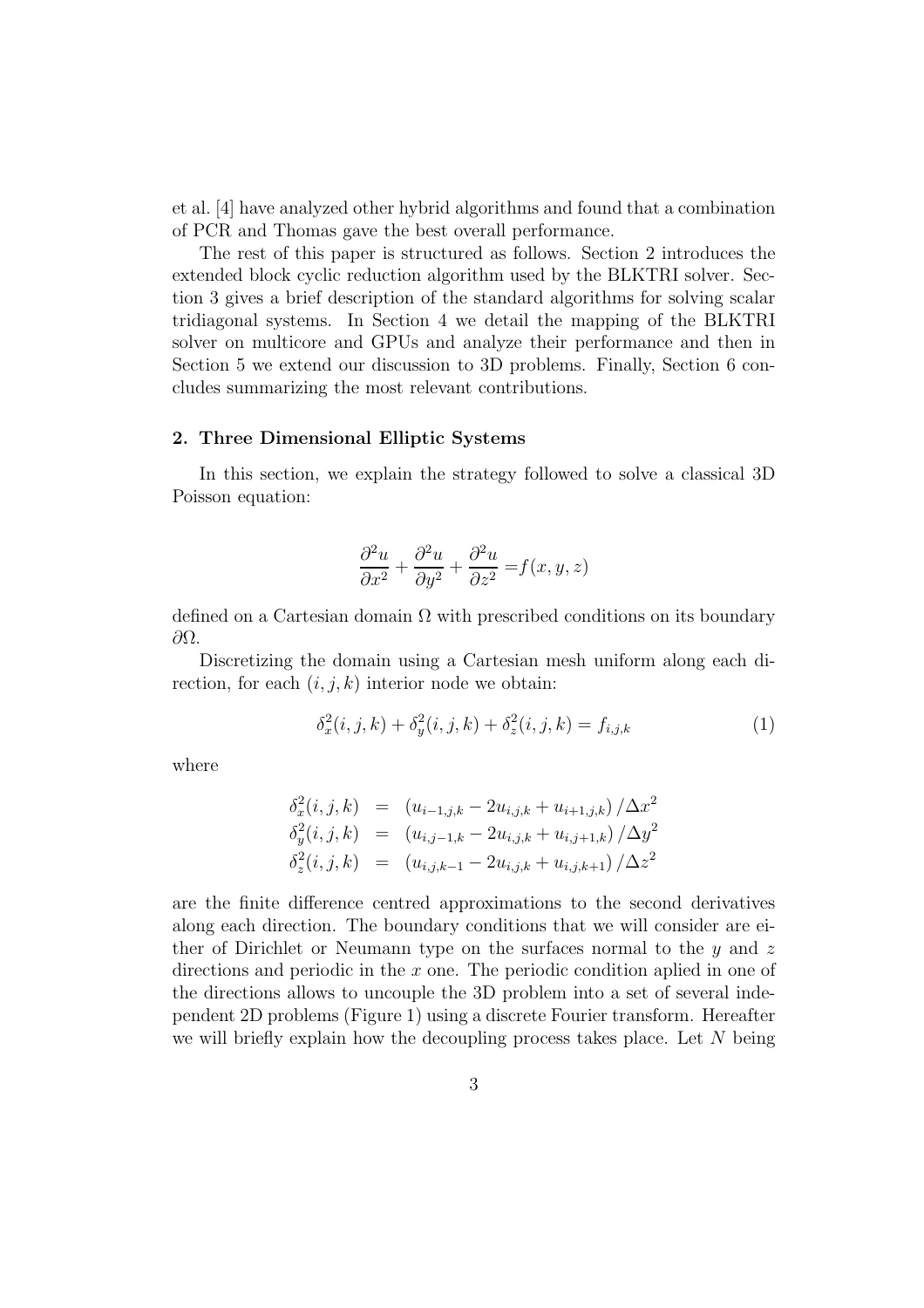et al. [4] have analyzed other hybrid algorithms and found that a combination of PCR and Thomas gave the best overall performance.

The rest of this paper is structured as follows. Section 2 introduces the extended block cyclic reduction algorithm used by the BLKTRI solver. Section 3 gives a brief description of the standard algorithms for solving scalar tridiagonal systems. In Section 4 we detail the mapping of the BLKTRI solver on multicore and GPUs and analyze their performance and then in Section 5 we extend our discussion to 3D problems. Finally, Section 6 concludes summarizing the most relevant contributions.

## 2. Three Dimensional Elliptic Systems

In this section, we explain the strategy followed to solve a classical 3D Poisson equation:

$$\frac{\partial^2 u}{\partial x^2} + \frac{\partial^2 u}{\partial y^2} + \frac{\partial^2 u}{\partial z^2} = f(x, y, z)$$

defined on a Cartesian domain $\Omega$ with prescribed conditions on its boundary $\partial\Omega$.

Discretizing the domain using a Cartesian mesh uniform along each direction, for each $(i, j, k)$ interior node we obtain:

$$\delta_x^2(i,j,k) + \delta_y^2(i,j,k) + \delta_z^2(i,j,k) = f_{i,j,k} \tag{1}$$

where

$$\begin{aligned}
\delta_x^2(i,j,k) &= \left(u_{i-1,j,k} - 2u_{i,j,k} + u_{i+1,j,k}\right)/\Delta x^2 \\
\delta_y^2(i,j,k) &= \left(u_{i,j-1,k} - 2u_{i,j,k} + u_{i,j+1,k}\right)/\Delta y^2 \\
\delta_z^2(i,j,k) &= \left(u_{i,j,k-1} - 2u_{i,j,k} + u_{i,j,k+1}\right)/\Delta z^2
\end{aligned}$$

are the finite difference centred approximations to the second derivatives along each direction. The boundary conditions that we will consider are either of Dirichlet or Neumann type on the surfaces normal to the $y$ and $z$ directions and periodic in the $x$ one. The periodic condition aplied in one of the directions allows to uncouple the 3D problem into a set of several independent 2D problems (Figure 1) using a discrete Fourier transform. Hereafter we will briefly explain how the decoupling process takes place. Let $N$ being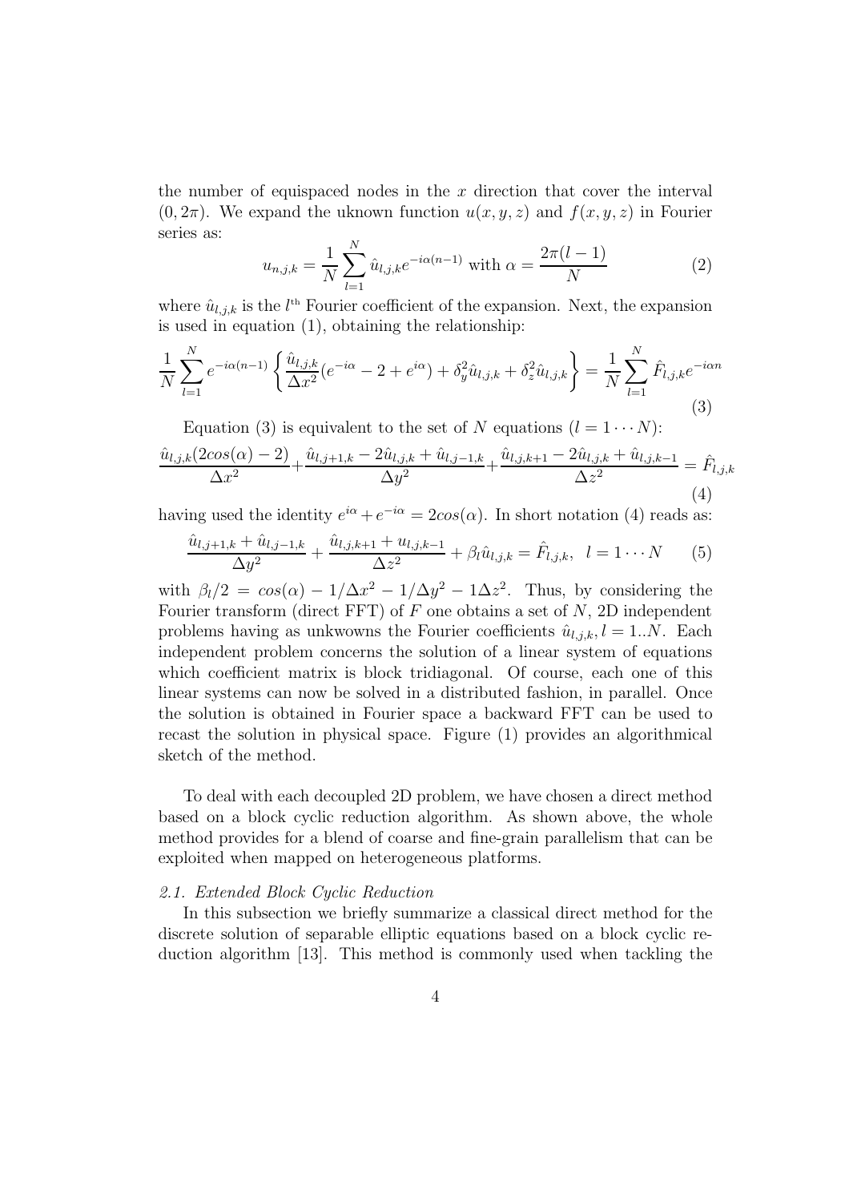the number of equispaced nodes in the $x$ direction that cover the interval $(0, 2\pi)$. We expand the uknown function $u(x, y, z)$ and $f(x, y, z)$ in Fourier series as:

$$u_{n,j,k} = \frac{1}{N} \sum_{l=1}^{N} \hat{u}_{l,j,k} e^{-i\alpha(n-1)} \text{ with } \alpha = \frac{2\pi(l-1)}{N} \tag{2}$$

where $\hat{u}_{l,j,k}$ is the $l^{\text{th}}$ Fourier coefficient of the expansion. Next, the expansion is used in equation (1), obtaining the relationship:

$$\frac{1}{N} \sum_{l=1}^{N} e^{-i\alpha(n-1)} \left\{ \frac{\hat{u}_{l,j,k}}{\Delta x^2} (e^{-i\alpha} - 2 + e^{i\alpha}) + \delta_y^2 \hat{u}_{l,j,k} + \delta_z^2 \hat{u}_{l,j,k} \right\} = \frac{1}{N} \sum_{l=1}^{N} \hat{F}_{l,j,k} e^{-i\alpha n} \tag{3}$$

Equation (3) is equivalent to the set of $N$ equations $(l = 1 \cdots N)$:

$$\frac{\hat{u}_{l,j,k}(2cos(\alpha) - 2)}{\Delta x^2} + \frac{\hat{u}_{l,j+1,k} - 2\hat{u}_{l,j,k} + \hat{u}_{l,j-1,k}}{\Delta y^2} + \frac{\hat{u}_{l,j,k+1} - 2\hat{u}_{l,j,k} + \hat{u}_{l,j,k-1}}{\Delta z^2} = \hat{F}_{l,j,k} \tag{4}$$

having used the identity $e^{i\alpha} + e^{-i\alpha} = 2cos(\alpha)$. In short notation (4) reads as:

$$\frac{\hat{u}_{l,j+1,k} + \hat{u}_{l,j-1,k}}{\Delta y^2} + \frac{\hat{u}_{l,j,k+1} + u_{l,j,k-1}}{\Delta z^2} + \beta_l \hat{u}_{l,j,k} = \hat{F}_{l,j,k}, \quad l = 1 \cdots N \tag{5}$$

with $\beta_l/2 = cos(\alpha) - 1/\Delta x^2 - 1/\Delta y^2 - 1\Delta z^2$. Thus, by considering the Fourier transform (direct FFT) of $F$ one obtains a set of $N$, 2D independent problems having as unkwowns the Fourier coefficients $\hat{u}_{l,j,k}, l = 1..N$. Each independent problem concerns the solution of a linear system of equations which coefficient matrix is block tridiagonal. Of course, each one of this linear systems can now be solved in a distributed fashion, in parallel. Once the solution is obtained in Fourier space a backward FFT can be used to recast the solution in physical space. Figure (1) provides an algorithmical sketch of the method.

To deal with each decoupled 2D problem, we have chosen a direct method based on a block cyclic reduction algorithm. As shown above, the whole method provides for a blend of coarse and fine-grain parallelism that can be exploited when mapped on heterogeneous platforms.

### *2.1. Extended Block Cyclic Reduction*

In this subsection we briefly summarize a classical direct method for the discrete solution of separable elliptic equations based on a block cyclic reduction algorithm [13]. This method is commonly used when tackling the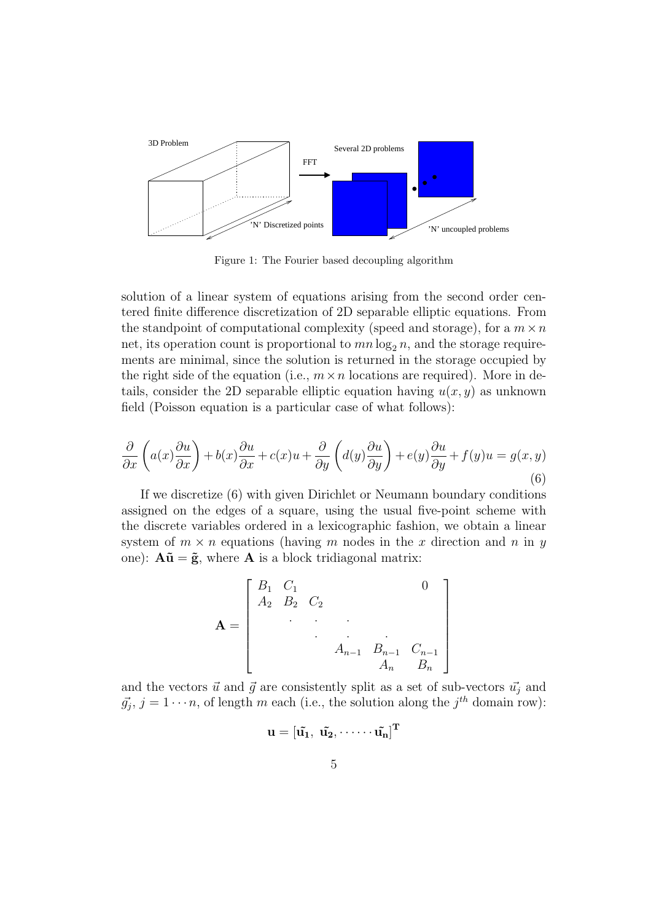3D Problem

FFT

Several 2D problems

'N' Discretized points

'N' uncoupled problems

Figure 1: The Fourier based decoupling algorithm

solution of a linear system of equations arising from the second order centered finite difference discretization of 2D separable elliptic equations. From the standpoint of computational complexity (speed and storage), for a $m \times n$ net, its operation count is proportional to $mn \log_2 n$, and the storage requirements are minimal, since the solution is returned in the storage occupied by the right side of the equation (i.e., $m \times n$ locations are required). More in details, consider the 2D separable elliptic equation having $u(x, y)$ as unknown field (Poisson equation is a particular case of what follows):

$$\frac{\partial}{\partial x}\left(a(x)\frac{\partial u}{\partial x}\right) + b(x)\frac{\partial u}{\partial x} + c(x)u + \frac{\partial}{\partial y}\left(d(y)\frac{\partial u}{\partial y}\right) + e(y)\frac{\partial u}{\partial y} + f(y)u = g(x, y) \tag{6}$$

If we discretize (6) with given Dirichlet or Neumann boundary conditions assigned on the edges of a square, using the usual five-point scheme with the discrete variables ordered in a lexicographic fashion, we obtain a linear system of $m \times n$ equations (having $m$ nodes in the $x$ direction and $n$ in $y$ one): $\mathbf{A}\tilde{\mathbf{u}} = \tilde{\mathbf{g}}$, where $\mathbf{A}$ is a block tridiagonal matrix:

$$\mathbf{A} = \begin{bmatrix} B_1 & C_1 & & & & 0 \\ A_2 & B_2 & C_2 & & & \\ & \cdot & \cdot & \cdot & & \\ & & \cdot & \cdot & \cdot & \\ & & & A_{n-1} & B_{n-1} & C_{n-1} \\ & & & & A_n & B_n \end{bmatrix}$$

and the vectors $\vec{u}$ and $\vec{g}$ are consistently split as a set of sub-vectors $\vec{u_j}$ and $\vec{g_j}$, $j = 1 \cdots n$, of length $m$ each (i.e., the solution along the $j^{th}$ domain row):

$$\mathbf{u} = [\tilde{\mathbf{u_1}},\ \tilde{\mathbf{u_2}}, \cdots\cdots \tilde{\mathbf{u_n}}]^{\mathbf{T}}$$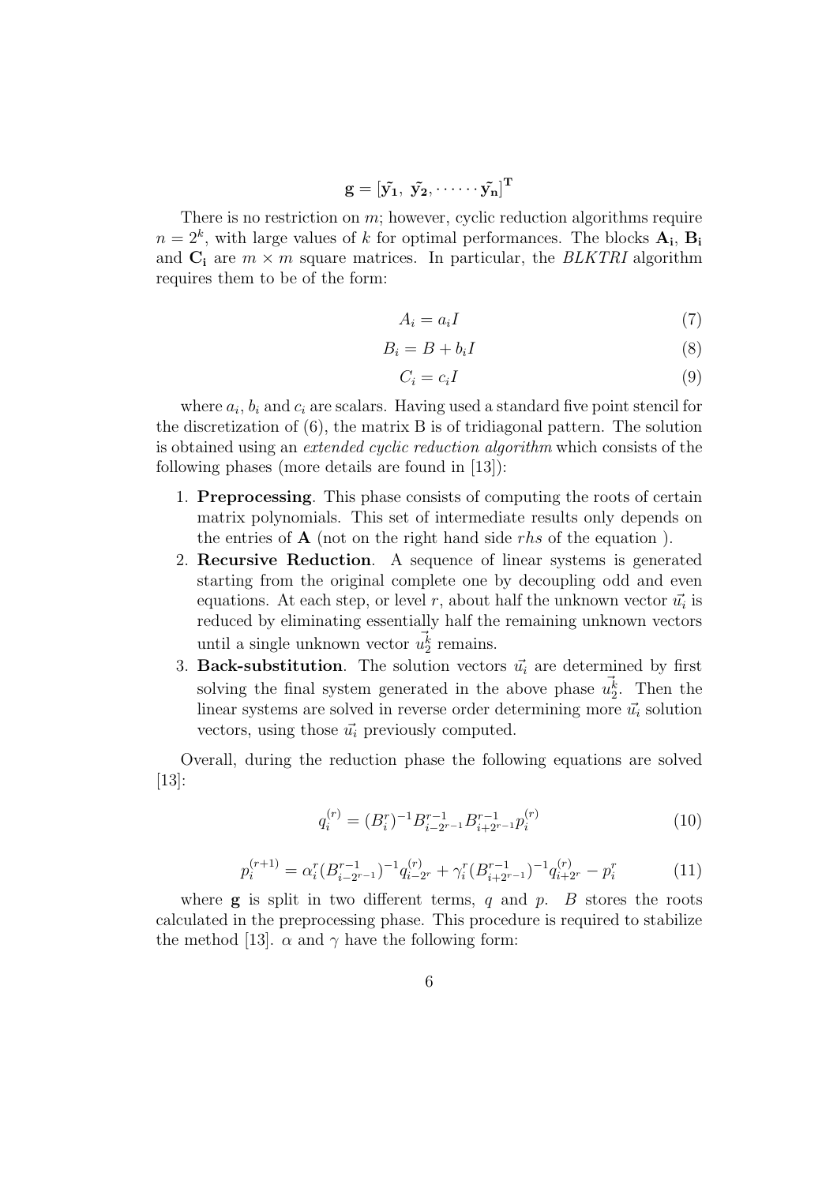$$\mathbf{g} = [\tilde{\mathbf{y_1}},\ \tilde{\mathbf{y_2}}, \cdots\cdots \tilde{\mathbf{y_n}}]^{\mathbf{T}}$$

There is no restriction on $m$; however, cyclic reduction algorithms require $n = 2^k$, with large values of $k$ for optimal performances. The blocks $\mathbf{A_i}$, $\mathbf{B_i}$ and $\mathbf{C_i}$ are $m \times m$ square matrices. In particular, the *BLKTRI* algorithm requires them to be of the form:

$$A_i = a_i I \tag{7}$$

$$B_i = B + b_i I \tag{8}$$

$$C_i = c_i I \tag{9}$$

where $a_i$, $b_i$ and $c_i$ are scalars. Having used a standard five point stencil for the discretization of (6), the matrix B is of tridiagonal pattern. The solution is obtained using an *extended cyclic reduction algorithm* which consists of the following phases (more details are found in [13]):

1. **Preprocessing**. This phase consists of computing the roots of certain matrix polynomials. This set of intermediate results only depends on the entries of $\mathbf{A}$ (not on the right hand side *rhs* of the equation ).
2. **Recursive Reduction**. A sequence of linear systems is generated starting from the original complete one by decoupling odd and even equations. At each step, or level $r$, about half the unknown vector $\vec{u_i}$ is reduced by eliminating essentially half the remaining unknown vectors until a single unknown vector $\vec{u_2^k}$ remains.
3. **Back-substitution**. The solution vectors $\vec{u_i}$ are determined by first solving the final system generated in the above phase $\vec{u_2^k}$. Then the linear systems are solved in reverse order determining more $\vec{u_i}$ solution vectors, using those $\vec{u_i}$ previously computed.

Overall, during the reduction phase the following equations are solved [13]:

$$q_i^{(r)} = (B_i^r)^{-1} B_{i-2^{r-1}}^{r-1} B_{i+2^{r-1}}^{r-1} p_i^{(r)} \tag{10}$$

$$p_i^{(r+1)} = \alpha_i^r (B_{i-2^{r-1}}^{r-1})^{-1} q_{i-2^r}^{(r)} + \gamma_i^r (B_{i+2^{r-1}}^{r-1})^{-1} q_{i+2^r}^{(r)} - p_i^r \tag{11}$$

where $\mathbf{g}$ is split in two different terms, $q$ and $p$. $B$ stores the roots calculated in the preprocessing phase. This procedure is required to stabilize the method [13]. $\alpha$ and $\gamma$ have the following form: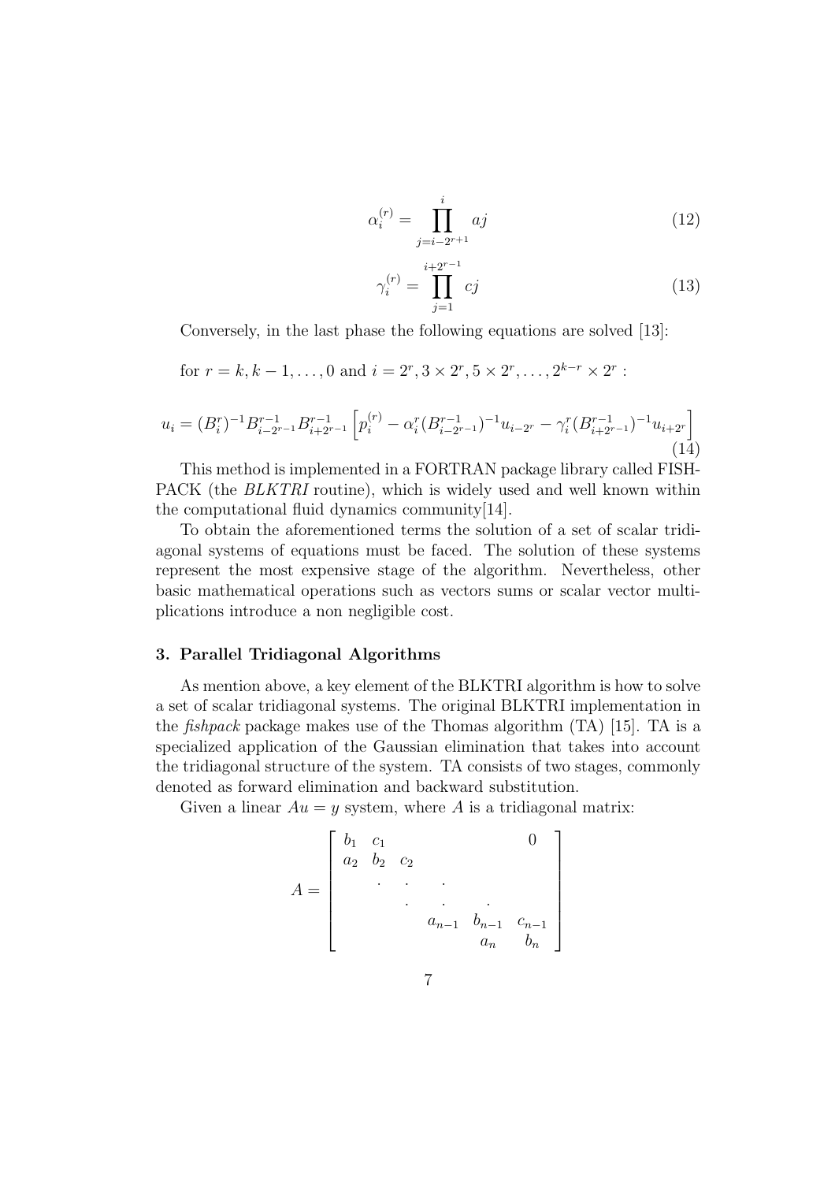$$\alpha_i^{(r)} = \prod_{j=i-2^{r+1}}^{i} aj \tag{12}$$

$$\gamma_i^{(r)} = \prod_{j=1}^{i+2^{r-1}} cj \tag{13}$$

Conversely, in the last phase the following equations are solved [13]:

for $r = k, k-1, \ldots, 0$ and $i = 2^r, 3 \times 2^r, 5 \times 2^r, \ldots, 2^{k-r} \times 2^r$ :

$$u_i = (B_i^r)^{-1} B_{i-2^{r-1}}^{r-1} B_{i+2^{r-1}}^{r-1} \left[ p_i^{(r)} - \alpha_i^r (B_{i-2^{r-1}}^{r-1})^{-1} u_{i-2^r} - \gamma_i^r (B_{i+2^{r-1}}^{r-1})^{-1} u_{i+2^r} \right] \tag{14}$$

This method is implemented in a FORTRAN package library called FISHPACK (the *BLKTRI* routine), which is widely used and well known within the computational fluid dynamics community[14].

To obtain the aforementioned terms the solution of a set of scalar tridiagonal systems of equations must be faced. The solution of these systems represent the most expensive stage of the algorithm. Nevertheless, other basic mathematical operations such as vectors sums or scalar vector multiplications introduce a non negligible cost.

### 3. Parallel Tridiagonal Algorithms

As mention above, a key element of the BLKTRI algorithm is how to solve a set of scalar tridiagonal systems. The original BLKTRI implementation in the *fishpack* package makes use of the Thomas algorithm (TA) [15]. TA is a specialized application of the Gaussian elimination that takes into account the tridiagonal structure of the system. TA consists of two stages, commonly denoted as forward elimination and backward substitution.

Given a linear $Au = y$ system, where $A$ is a tridiagonal matrix:

$$A = \begin{bmatrix} b_1 & c_1 & & & & 0 \\ a_2 & b_2 & c_2 & & & \\ & \cdot & \cdot & \cdot & & \\ & & \cdot & \cdot & \cdot & \\ & & & a_{n-1} & b_{n-1} & c_{n-1} \\ & & & & a_n & b_n \end{bmatrix}$$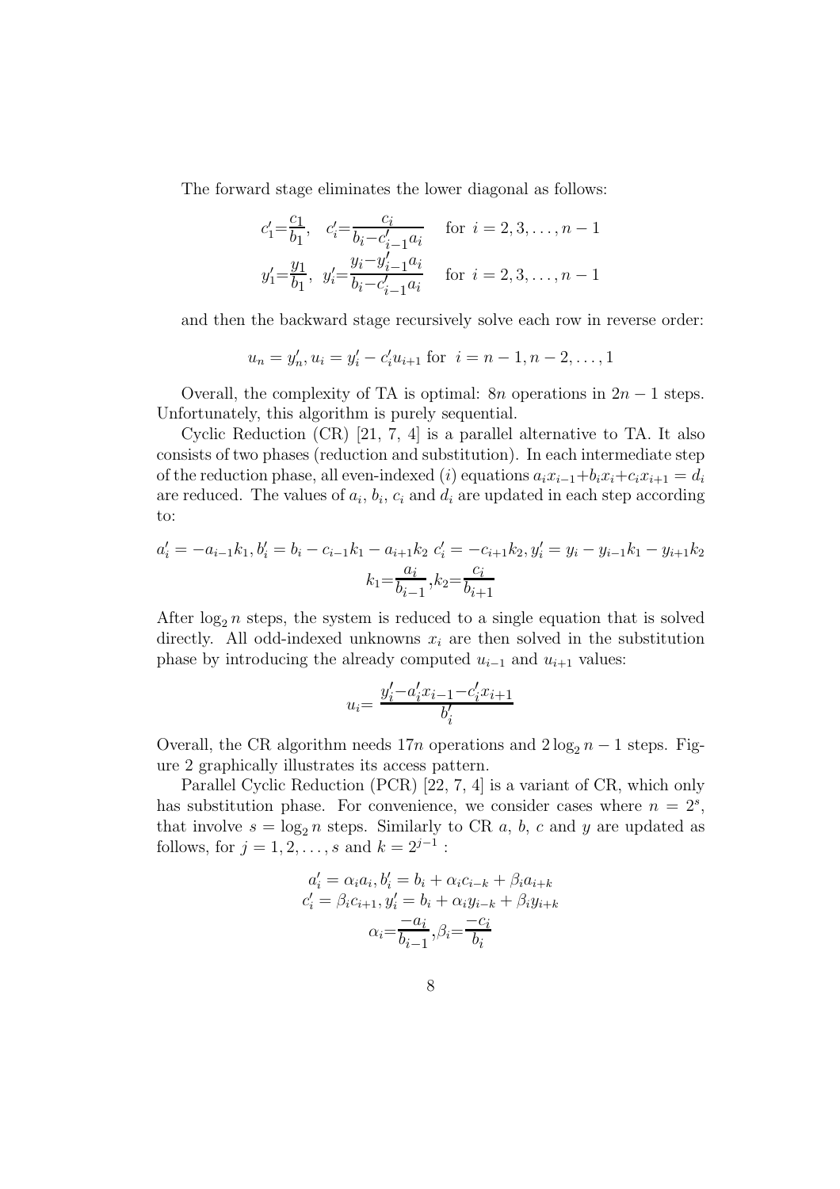The forward stage eliminates the lower diagonal as follows:

$$
c'_1 = \frac{c_1}{b_1}, \quad c'_i = \frac{c_i}{b_i - c'_{i-1} a_i} \quad \text{for } i = 2, 3, \ldots, n-1
$$

$$
y'_1 = \frac{y_1}{b_1}, \quad y'_i = \frac{y_i - y'_{i-1} a_i}{b_i - c'_{i-1} a_i} \quad \text{for } i = 2, 3, \ldots, n-1
$$

and then the backward stage recursively solve each row in reverse order:

$$
u_n = y'_n, u_i = y'_i - c'_i u_{i+1} \text{ for } i = n-1, n-2, \ldots, 1
$$

Overall, the complexity of TA is optimal: $8n$ operations in $2n-1$ steps. Unfortunately, this algorithm is purely sequential.

Cyclic Reduction (CR) [21, 7, 4] is a parallel alternative to TA. It also consists of two phases (reduction and substitution). In each intermediate step of the reduction phase, all even-indexed $(i)$ equations $a_i x_{i-1} + b_i x_i + c_i x_{i+1} = d_i$ are reduced. The values of $a_i$, $b_i$, $c_i$ and $d_i$ are updated in each step according to:

$$
a'_i = -a_{i-1} k_1, b'_i = b_i - c_{i-1} k_1 - a_{i+1} k_2 \; c'_i = -c_{i+1} k_2, y'_i = y_i - y_{i-1} k_1 - y_{i+1} k_2
$$

$$
k_1 = \frac{a_i}{b_{i-1}}, k_2 = \frac{c_i}{b_{i+1}}
$$

After $\log_2 n$ steps, the system is reduced to a single equation that is solved directly. All odd-indexed unknowns $x_i$ are then solved in the substitution phase by introducing the already computed $u_{i-1}$ and $u_{i+1}$ values:

$$
u_i = \frac{y'_i - a'_i x_{i-1} - c'_i x_{i+1}}{b'_i}
$$

Overall, the CR algorithm needs $17n$ operations and $2 \log_2 n - 1$ steps. Figure 2 graphically illustrates its access pattern.

Parallel Cyclic Reduction (PCR) [22, 7, 4] is a variant of CR, which only has substitution phase. For convenience, we consider cases where $n = 2^s$, that involve $s = \log_2 n$ steps. Similarly to CR $a$, $b$, $c$ and $y$ are updated as follows, for $j = 1, 2, \ldots, s$ and $k = 2^{j-1}$ :

$$
a'_i = \alpha_i a_i, b'_i = b_i + \alpha_i c_{i-k} + \beta_i a_{i+k}
$$

$$
c'_i = \beta_i c_{i+1}, y'_i = b_i + \alpha_i y_{i-k} + \beta_i y_{i+k}
$$

$$
\alpha_i = \frac{-a_i}{b_{i-1}}, \beta_i = \frac{-c_i}{b_i}
$$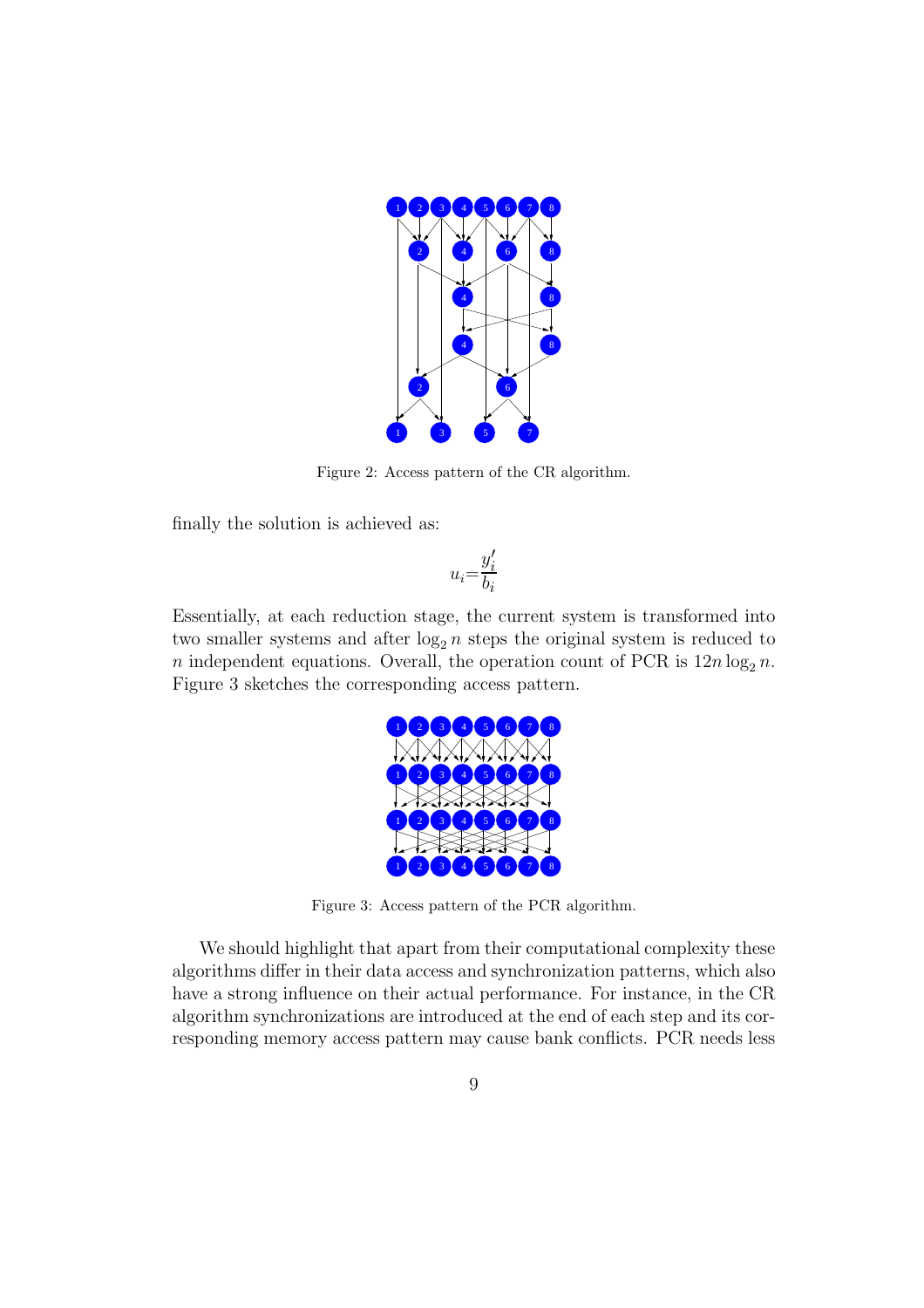Figure 2: Access pattern of the CR algorithm.

finally the solution is achieved as:

$$u_i = \frac{y_i'}{b_i}$$

Essentially, at each reduction stage, the current system is transformed into two smaller systems and after $\log_2 n$ steps the original system is reduced to $n$ independent equations. Overall, the operation count of PCR is $12n \log_2 n$. Figure 3 sketches the corresponding access pattern.

Figure 3: Access pattern of the PCR algorithm.

We should highlight that apart from their computational complexity these algorithms differ in their data access and synchronization patterns, which also have a strong influence on their actual performance. For instance, in the CR algorithm synchronizations are introduced at the end of each step and its corresponding memory access pattern may cause bank conflicts. PCR needs less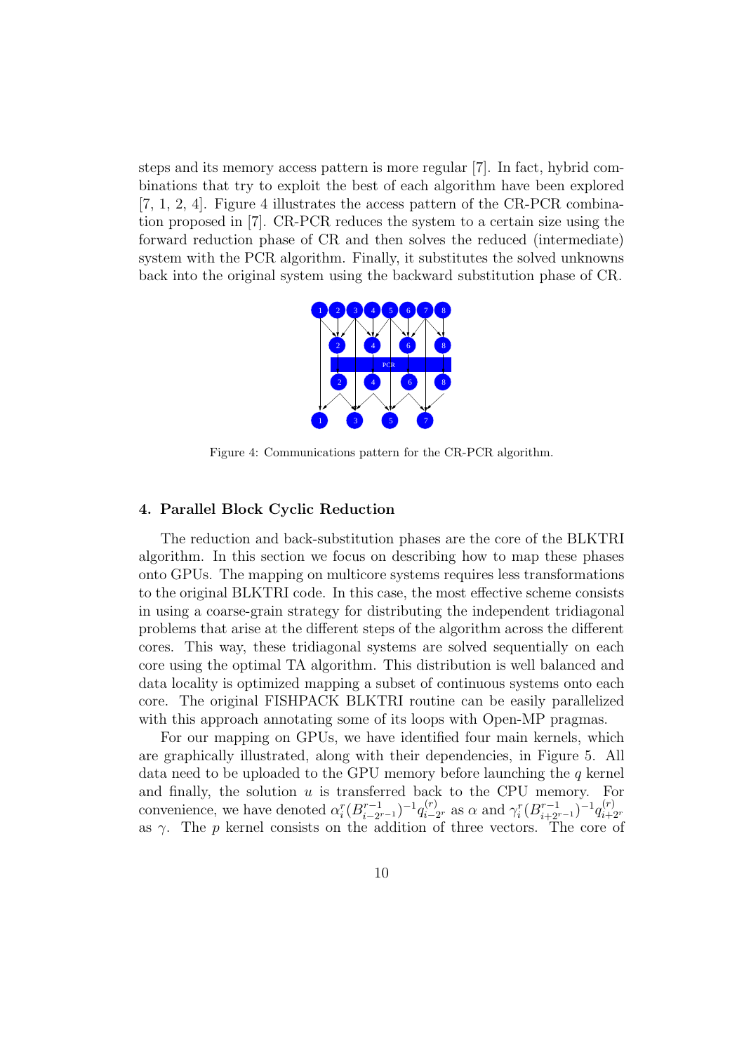steps and its memory access pattern is more regular [7]. In fact, hybrid combinations that try to exploit the best of each algorithm have been explored [7, 1, 2, 4]. Figure 4 illustrates the access pattern of the CR-PCR combination proposed in [7]. CR-PCR reduces the system to a certain size using the forward reduction phase of CR and then solves the reduced (intermediate) system with the PCR algorithm. Finally, it substitutes the solved unknowns back into the original system using the backward substitution phase of CR.

1 2 3 4 5 6 7 8

2 4 6 8

PCR

2 4 6 8

1 3 5 7

Figure 4: Communications pattern for the CR-PCR algorithm.

## 4. Parallel Block Cyclic Reduction

The reduction and back-substitution phases are the core of the BLKTRI algorithm. In this section we focus on describing how to map these phases onto GPUs. The mapping on multicore systems requires less transformations to the original BLKTRI code. In this case, the most effective scheme consists in using a coarse-grain strategy for distributing the independent tridiagonal problems that arise at the different steps of the algorithm across the different cores. This way, these tridiagonal systems are solved sequentially on each core using the optimal TA algorithm. This distribution is well balanced and data locality is optimized mapping a subset of continuous systems onto each core. The original FISHPACK BLKTRI routine can be easily parallelized with this approach annotating some of its loops with Open-MP pragmas.

For our mapping on GPUs, we have identified four main kernels, which are graphically illustrated, along with their dependencies, in Figure 5. All data need to be uploaded to the GPU memory before launching the $q$ kernel and finally, the solution $u$ is transferred back to the CPU memory. For convenience, we have denoted $\alpha_i^r(B_{i-2^{r-1}}^{r-1})^{-1}q_{i-2^r}^{(r)}$ as $\alpha$ and $\gamma_i^r(B_{i+2^{r-1}}^{r-1})^{-1}q_{i+2^r}^{(r)}$ as $\gamma$. The $p$ kernel consists on the addition of three vectors. The core of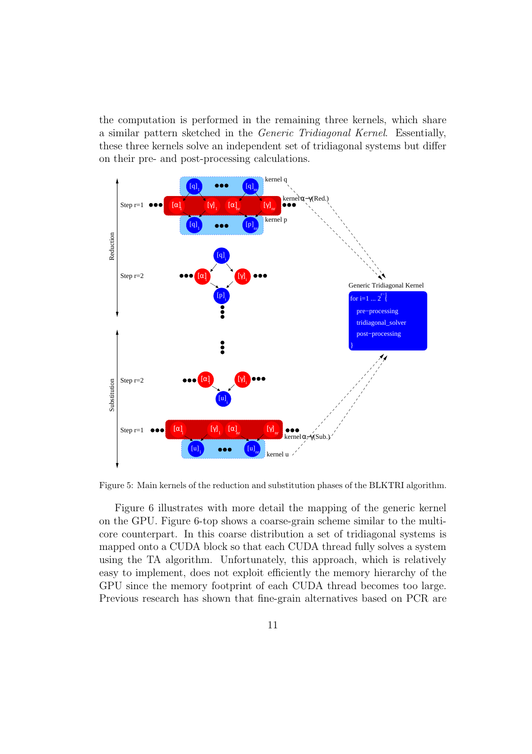the computation is performed in the remaining three kernels, which share a similar pattern sketched in the *Generic Tridiagonal Kernel*. Essentially, these three kernels solve an independent set of tridiagonal systems but differ on their pre- and post-processing calculations.

Reduction

Step r=1

kernel q

kernel α−γ(Red.)

kernel p

Step r=2

Generic Tridiagonal Kernel

for i=1 ... $2^{r-1}$ {

pre−processing

tridiagonal_solver

post−processing

}

Substitution

Step r=2

Step r=1

kernel α−γ(Sub.)

kernel u

Figure 5: Main kernels of the reduction and substitution phases of the BLKTRI algorithm.

Figure 6 illustrates with more detail the mapping of the generic kernel on the GPU. Figure 6-top shows a coarse-grain scheme similar to the multi-core counterpart. In this coarse distribution a set of tridiagonal systems is mapped onto a CUDA block so that each CUDA thread fully solves a system using the TA algorithm. Unfortunately, this approach, which is relatively easy to implement, does not exploit efficiently the memory hierarchy of the GPU since the memory footprint of each CUDA thread becomes too large. Previous research has shown that fine-grain alternatives based on PCR are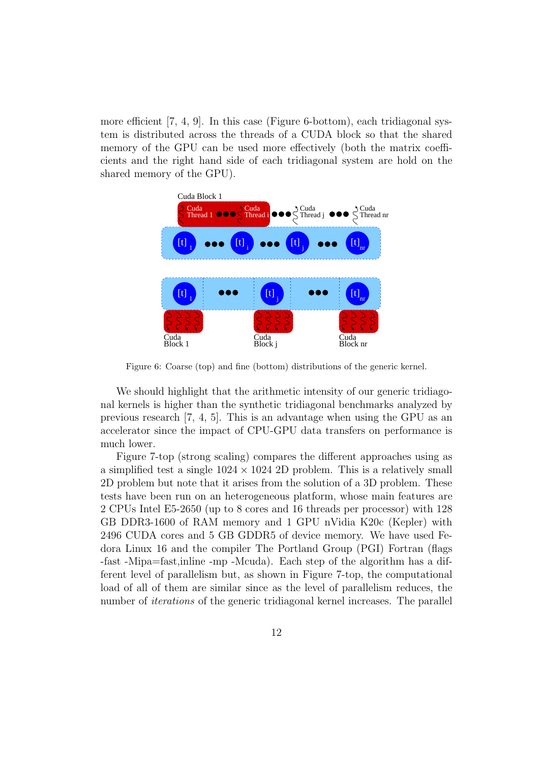more efficient [7, 4, 9]. In this case (Figure 6-bottom), each tridiagonal system is distributed across the threads of a CUDA block so that the shared memory of the GPU can be used more effectively (both the matrix coefficients and the right hand side of each tridiagonal system are hold on the shared memory of the GPU).

Cuda Block 1

Cuda Thread 1 ●●● Cuda Thread i ●●● Cuda Thread j ●●● Cuda Thread nr

$[t]_1$ ●●● $[t]_i$ ●●● $[t]_j$ ●●● $[t]_{nr}$

$[t]_1$ ●●● $[t]_j$ ●●● $[t]_{nr}$

Cuda Block 1 Cuda Block j Cuda Block nr

Figure 6: Coarse (top) and fine (bottom) distributions of the generic kernel.

We should highlight that the arithmetic intensity of our generic tridiagonal kernels is higher than the synthetic tridiagonal benchmarks analyzed by previous research [7, 4, 5]. This is an advantage when using the GPU as an accelerator since the impact of CPU-GPU data transfers on performance is much lower.

Figure 7-top (strong scaling) compares the different approaches using as a simplified test a single $1024 \times 1024$ 2D problem. This is a relatively small 2D problem but note that it arises from the solution of a 3D problem. These tests have been run on an heterogeneous platform, whose main features are 2 CPUs Intel E5-2650 (up to 8 cores and 16 threads per processor) with 128 GB DDR3-1600 of RAM memory and 1 GPU nVidia K20c (Kepler) with 2496 CUDA cores and 5 GB GDDR5 of device memory. We have used Fedora Linux 16 and the compiler The Portland Group (PGI) Fortran (flags -fast -Mipa=fast,inline -mp -Mcuda). Each step of the algorithm has a different level of parallelism but, as shown in Figure 7-top, the computational load of all of them are similar since as the level of parallelism reduces, the number of *iterations* of the generic tridiagonal kernel increases. The parallel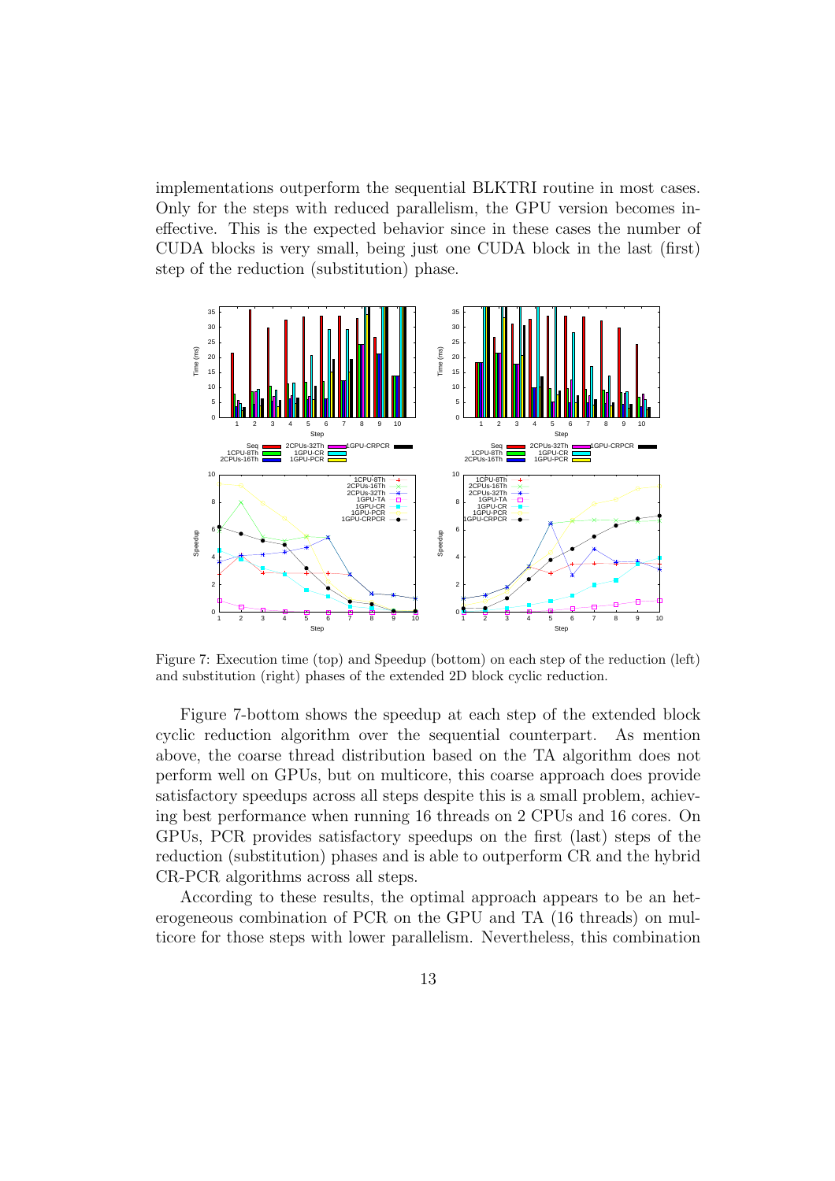implementations outperform the sequential BLKTRI routine in most cases. Only for the steps with reduced parallelism, the GPU version becomes ineffective. This is the expected behavior since in these cases the number of CUDA blocks is very small, being just one CUDA block in the last (first) step of the reduction (substitution) phase.

Time (ms)
Step
Seq
1CPU-8Th
2CPUs-16Th
2CPUs-32Th
1GPU-CR
1GPU-PCR
1GPU-CRPCR

Speedup
Step
1CPU-8Th
2CPUs-16Th
2CPUs-32Th
1GPU-TA
1GPU-CR
1GPU-PCR
1GPU-CRPCR

Figure 7: Execution time (top) and Speedup (bottom) on each step of the reduction (left) and substitution (right) phases of the extended 2D block cyclic reduction.

Figure 7-bottom shows the speedup at each step of the extended block cyclic reduction algorithm over the sequential counterpart. As mention above, the coarse thread distribution based on the TA algorithm does not perform well on GPUs, but on multicore, this coarse approach does provide satisfactory speedups across all steps despite this is a small problem, achieving best performance when running 16 threads on 2 CPUs and 16 cores. On GPUs, PCR provides satisfactory speedups on the first (last) steps of the reduction (substitution) phases and is able to outperform CR and the hybrid CR-PCR algorithms across all steps.

According to these results, the optimal approach appears to be an heterogeneous combination of PCR on the GPU and TA (16 threads) on multicore for those steps with lower parallelism. Nevertheless, this combination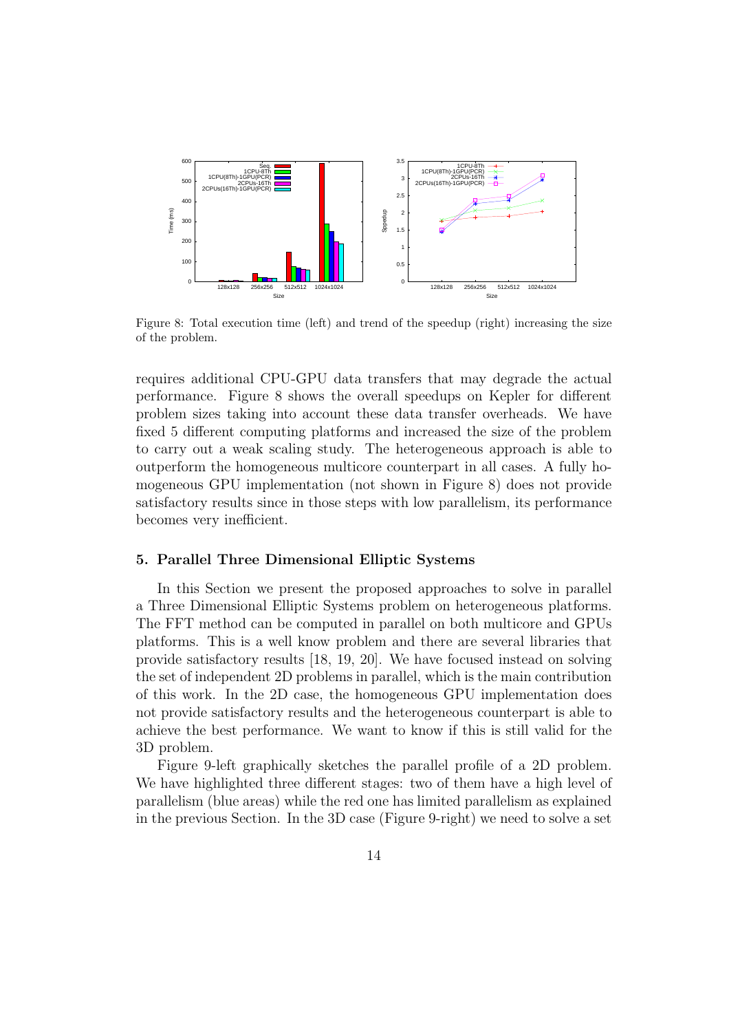Time (ms)
600
500
400
300
200
100
0
128x128
256x256
512x512
1024x1024
Size

Seq.
1CPU-8Th
1CPU(8Th)-1GPU(PCR)
2CPUs-16Th
2CPUs(16Th)-1GPU(PCR)

Speedup
3.5
3
2.5
2
1.5
1
0.5
0
128x128
256x256
512x512
1024x1024
Size

1CPU-8Th
1CPU(8Th)-1GPU(PCR)
2CPUs-16Th
2CPUs(16Th)-1GPU(PCR)

Figure 8: Total execution time (left) and trend of the speedup (right) increasing the size of the problem.

requires additional CPU-GPU data transfers that may degrade the actual performance. Figure 8 shows the overall speedups on Kepler for different problem sizes taking into account these data transfer overheads. We have fixed 5 different computing platforms and increased the size of the problem to carry out a weak scaling study. The heterogeneous approach is able to outperform the homogeneous multicore counterpart in all cases. A fully homogeneous GPU implementation (not shown in Figure 8) does not provide satisfactory results since in those steps with low parallelism, its performance becomes very inefficient.

## 5. Parallel Three Dimensional Elliptic Systems

In this Section we present the proposed approaches to solve in parallel a Three Dimensional Elliptic Systems problem on heterogeneous platforms. The FFT method can be computed in parallel on both multicore and GPUs platforms. This is a well know problem and there are several libraries that provide satisfactory results [18, 19, 20]. We have focused instead on solving the set of independent 2D problems in parallel, which is the main contribution of this work. In the 2D case, the homogeneous GPU implementation does not provide satisfactory results and the heterogeneous counterpart is able to achieve the best performance. We want to know if this is still valid for the 3D problem.

Figure 9-left graphically sketches the parallel profile of a 2D problem. We have highlighted three different stages: two of them have a high level of parallelism (blue areas) while the red one has limited parallelism as explained in the previous Section. In the 3D case (Figure 9-right) we need to solve a set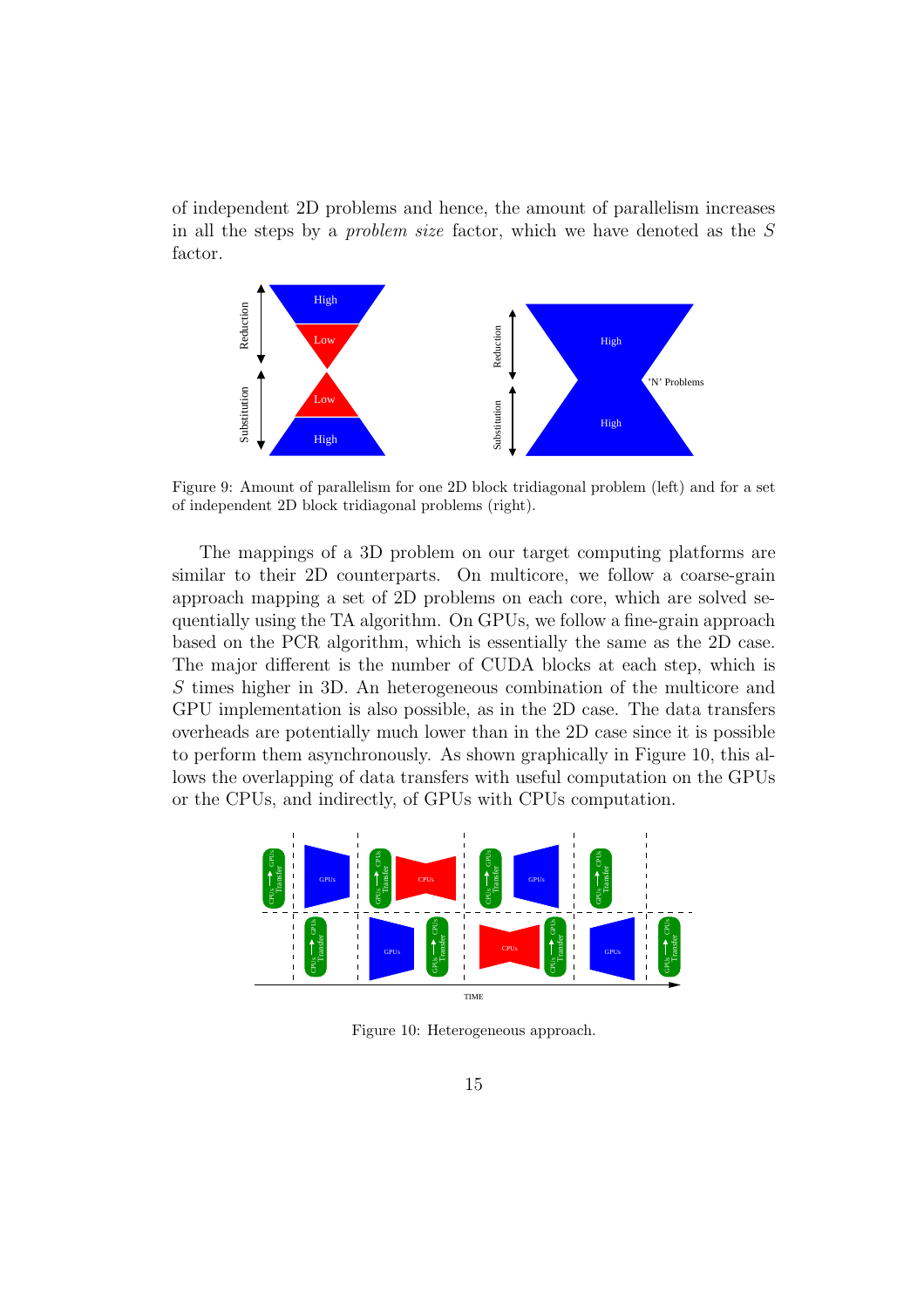of independent 2D problems and hence, the amount of parallelism increases in all the steps by a *problem size* factor, which we have denoted as the $S$ factor.

Reduction
Substitution
High
Low
Low
High

Reduction
Substitution
High
'N' Problems
High

Figure 9: Amount of parallelism for one 2D block tridiagonal problem (left) and for a set of independent 2D block tridiagonal problems (right).

The mappings of a 3D problem on our target computing platforms are similar to their 2D counterparts. On multicore, we follow a coarse-grain approach mapping a set of 2D problems on each core, which are solved sequentially using the TA algorithm. On GPUs, we follow a fine-grain approach based on the PCR algorithm, which is essentially the same as the 2D case. The major different is the number of CUDA blocks at each step, which is $S$ times higher in 3D. An heterogeneous combination of the multicore and GPU implementation is also possible, as in the 2D case. The data transfers overheads are potentially much lower than in the 2D case since it is possible to perform them asynchronously. As shown graphically in Figure 10, this allows the overlapping of data transfers with useful computation on the GPUs or the CPUs, and indirectly, of GPUs with CPUs computation.

CPUs → GPUs Transfer
GPUs
GPUs → CPUs Transfer
CPUs
CPUs → GPUs Transfer
GPUs
GPUs → CPUs Transfer

CPUs → GPUs Transfer
GPUs
GPUs → CPUs Transfer
CPUs
CPUs → GPUs Transfer
GPUs
GPUs → CPUs Transfer

TIME

Figure 10: Heterogeneous approach.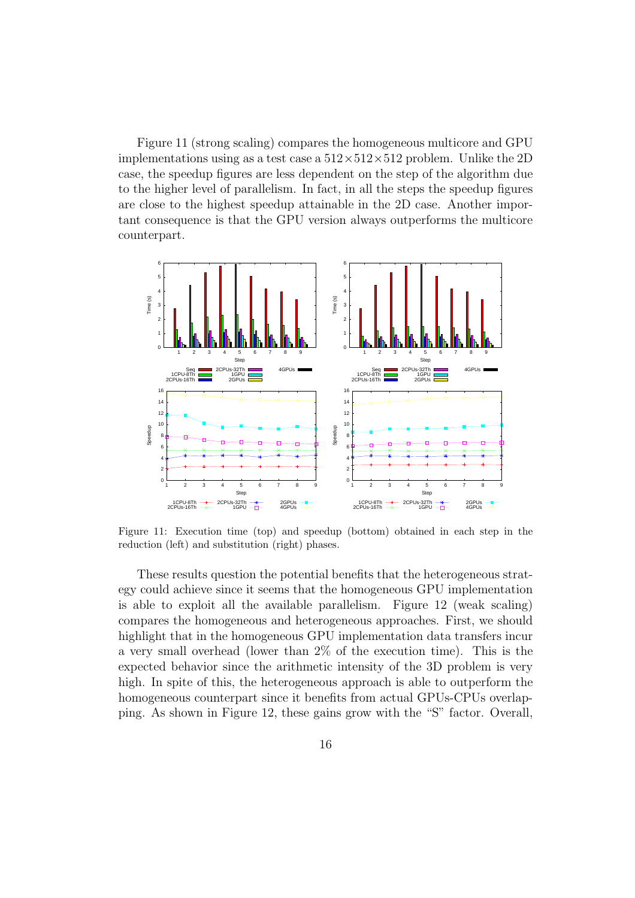Figure 11 (strong scaling) compares the homogeneous multicore and GPU implementations using as a test case a $512\times512\times512$ problem. Unlike the 2D case, the speedup figures are less dependent on the step of the algorithm due to the higher level of parallelism. In fact, in all the steps the speedup figures are close to the highest speedup attainable in the 2D case. Another important consequence is that the GPU version always outperforms the multicore counterpart.

Figure 11: Execution time (top) and speedup (bottom) obtained in each step in the reduction (left) and substitution (right) phases.

These results question the potential benefits that the heterogeneous strategy could achieve since it seems that the homogeneous GPU implementation is able to exploit all the available parallelism. Figure 12 (weak scaling) compares the homogeneous and heterogeneous approaches. First, we should highlight that in the homogeneous GPU implementation data transfers incur a very small overhead (lower than 2% of the execution time). This is the expected behavior since the arithmetic intensity of the 3D problem is very high. In spite of this, the heterogeneous approach is able to outperform the homogeneous counterpart since it benefits from actual GPUs-CPUs overlapping. As shown in Figure 12, these gains grow with the "S" factor. Overall,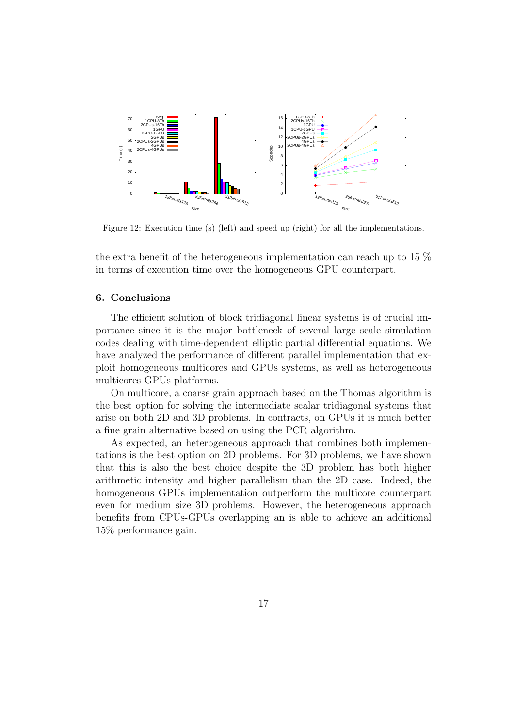Time (s)

70
60
50
40
30
20
10
0

Seq.
1CPU-8Th
2CPUs-16Th
1GPU
1CPU-1GPU
2GPUs
2CPUs-2GPUs
4GPUs
2CPUs-4GPUs

128x128x128
256x256x256
512x512x512

Size

Sppedup

16
14
12
10
8
6
4
2
0

1CPU-8Th
2CPUs-16Th
1GPU
1CPU-1GPU
2GPUs
2CPUs-2GPUs
4GPUs
2CPUs-4GPUs

128x128x128
256x256x256
512x512x512

Size

Figure 12: Execution time (s) (left) and speed up (right) for all the implementations.

the extra benefit of the heterogeneous implementation can reach up to 15 % in terms of execution time over the homogeneous GPU counterpart.

## 6. Conclusions

The efficient solution of block tridiagonal linear systems is of crucial importance since it is the major bottleneck of several large scale simulation codes dealing with time-dependent elliptic partial differential equations. We have analyzed the performance of different parallel implementation that exploit homogeneous multicores and GPUs systems, as well as heterogeneous multicores-GPUs platforms.

On multicore, a coarse grain approach based on the Thomas algorithm is the best option for solving the intermediate scalar tridiagonal systems that arise on both 2D and 3D problems. In contracts, on GPUs it is much better a fine grain alternative based on using the PCR algorithm.

As expected, an heterogeneous approach that combines both implementations is the best option on 2D problems. For 3D problems, we have shown that this is also the best choice despite the 3D problem has both higher arithmetic intensity and higher parallelism than the 2D case. Indeed, the homogeneous GPUs implementation outperform the multicore counterpart even for medium size 3D problems. However, the heterogeneous approach benefits from CPUs-GPUs overlapping an is able to achieve an additional 15% performance gain.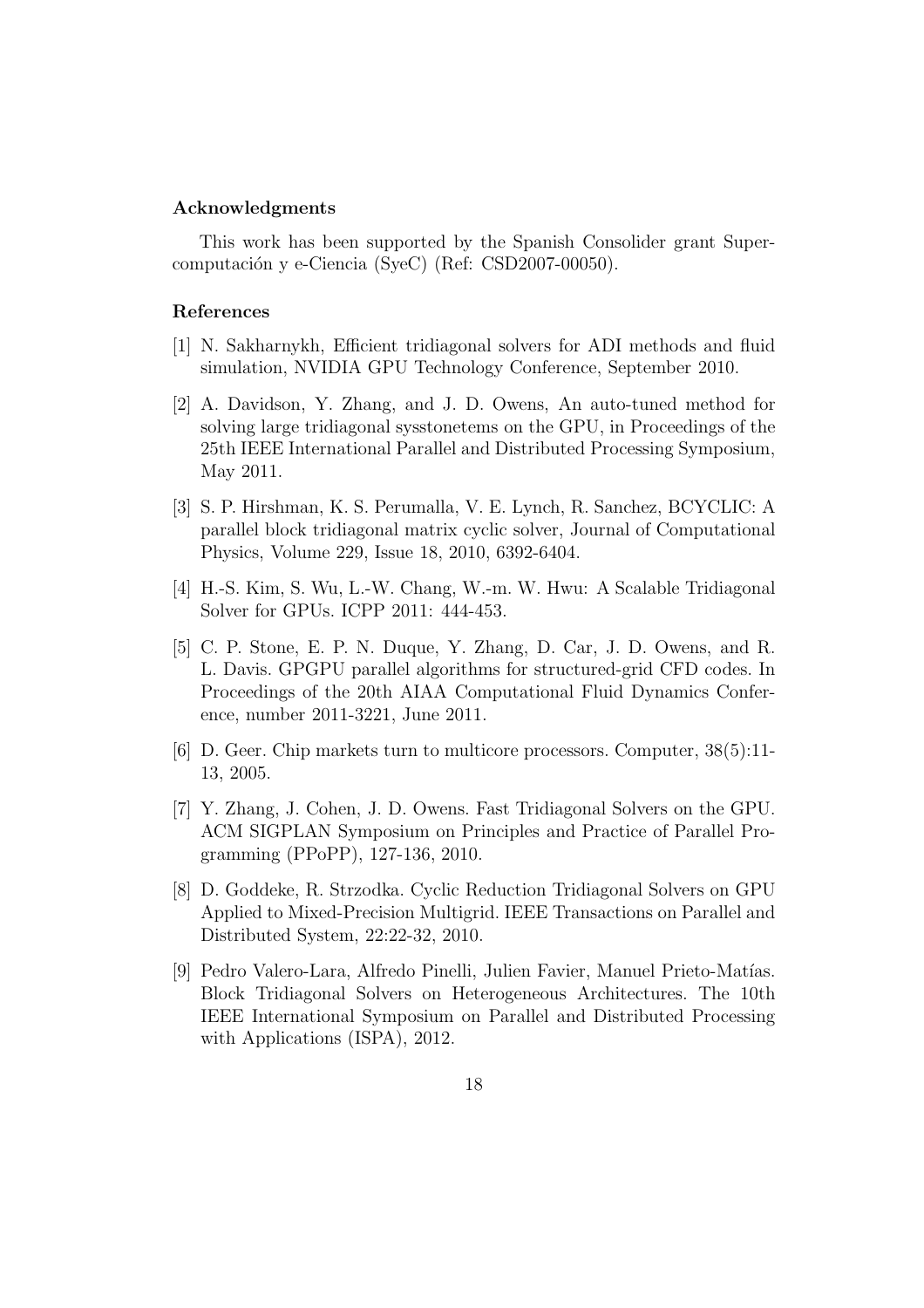### Acknowledgments

This work has been supported by the Spanish Consolider grant Supercomputación y e-Ciencia (SyeC) (Ref: CSD2007-00050).

### References

[1] N. Sakharnykh, Efficient tridiagonal solvers for ADI methods and fluid simulation, NVIDIA GPU Technology Conference, September 2010.

[2] A. Davidson, Y. Zhang, and J. D. Owens, An auto-tuned method for solving large tridiagonal sysstonetems on the GPU, in Proceedings of the 25th IEEE International Parallel and Distributed Processing Symposium, May 2011.

[3] S. P. Hirshman, K. S. Perumalla, V. E. Lynch, R. Sanchez, BCYCLIC: A parallel block tridiagonal matrix cyclic solver, Journal of Computational Physics, Volume 229, Issue 18, 2010, 6392-6404.

[4] H.-S. Kim, S. Wu, L.-W. Chang, W.-m. W. Hwu: A Scalable Tridiagonal Solver for GPUs. ICPP 2011: 444-453.

[5] C. P. Stone, E. P. N. Duque, Y. Zhang, D. Car, J. D. Owens, and R. L. Davis. GPGPU parallel algorithms for structured-grid CFD codes. In Proceedings of the 20th AIAA Computational Fluid Dynamics Conference, number 2011-3221, June 2011.

[6] D. Geer. Chip markets turn to multicore processors. Computer, 38(5):11-13, 2005.

[7] Y. Zhang, J. Cohen, J. D. Owens. Fast Tridiagonal Solvers on the GPU. ACM SIGPLAN Symposium on Principles and Practice of Parallel Programming (PPoPP), 127-136, 2010.

[8] D. Goddeke, R. Strzodka. Cyclic Reduction Tridiagonal Solvers on GPU Applied to Mixed-Precision Multigrid. IEEE Transactions on Parallel and Distributed System, 22:22-32, 2010.

[9] Pedro Valero-Lara, Alfredo Pinelli, Julien Favier, Manuel Prieto-Matías. Block Tridiagonal Solvers on Heterogeneous Architectures. The 10th IEEE International Symposium on Parallel and Distributed Processing with Applications (ISPA), 2012.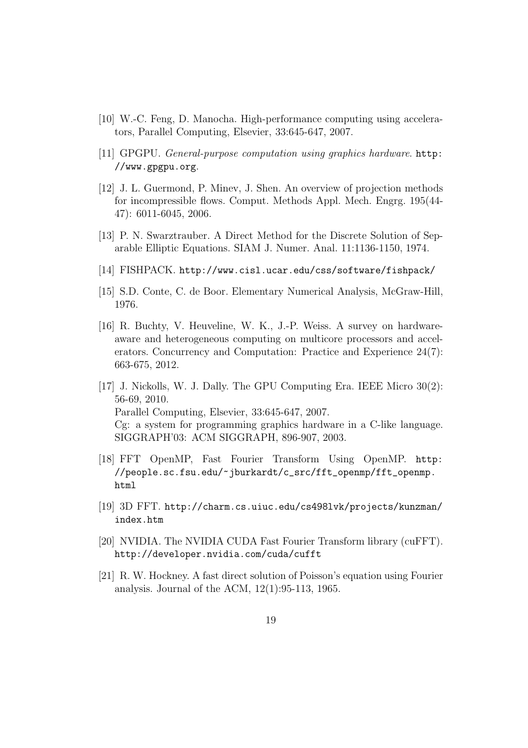[10] W.-C. Feng, D. Manocha. High-performance computing using accelerators, Parallel Computing, Elsevier, 33:645-647, 2007.

[11] GPGPU. *General-purpose computation using graphics hardware*. http://www.gpgpu.org.

[12] J. L. Guermond, P. Minev, J. Shen. An overview of projection methods for incompressible flows. Comput. Methods Appl. Mech. Engrg. 195(44-47): 6011-6045, 2006.

[13] P. N. Swarztrauber. A Direct Method for the Discrete Solution of Separable Elliptic Equations. SIAM J. Numer. Anal. 11:1136-1150, 1974.

[14] FISHPACK. http://www.cisl.ucar.edu/css/software/fishpack/

[15] S.D. Conte, C. de Boor. Elementary Numerical Analysis, McGraw-Hill, 1976.

[16] R. Buchty, V. Heuveline, W. K., J.-P. Weiss. A survey on hardware-aware and heterogeneous computing on multicore processors and accelerators. Concurrency and Computation: Practice and Experience 24(7): 663-675, 2012.

[17] J. Nickolls, W. J. Dally. The GPU Computing Era. IEEE Micro 30(2): 56-69, 2010.
Parallel Computing, Elsevier, 33:645-647, 2007.
Cg: a system for programming graphics hardware in a C-like language. SIGGRAPH'03: ACM SIGGRAPH, 896-907, 2003.

[18] FFT OpenMP, Fast Fourier Transform Using OpenMP. http://people.sc.fsu.edu/~jburkardt/c_src/fft_openmp/fft_openmp.html

[19] 3D FFT. http://charm.cs.uiuc.edu/cs498lvk/projects/kunzman/index.htm

[20] NVIDIA. The NVIDIA CUDA Fast Fourier Transform library (cuFFT). http://developer.nvidia.com/cuda/cufft

[21] R. W. Hockney. A fast direct solution of Poisson's equation using Fourier analysis. Journal of the ACM, 12(1):95-113, 1965.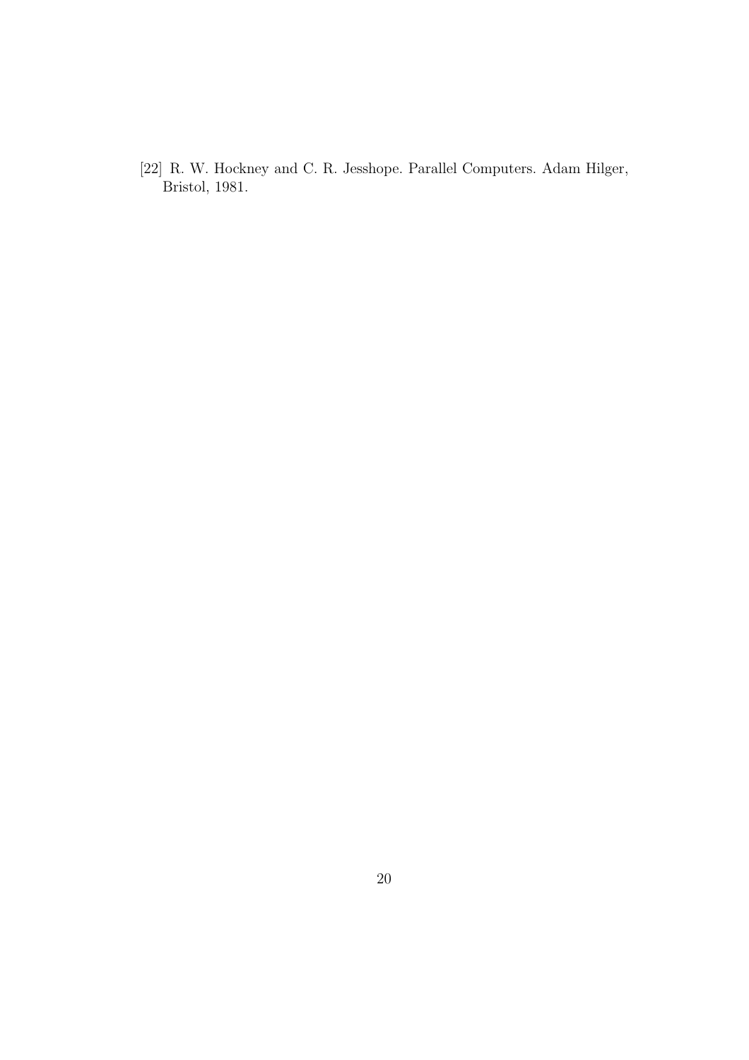[22] R. W. Hockney and C. R. Jesshope. Parallel Computers. Adam Hilger, Bristol, 1981.